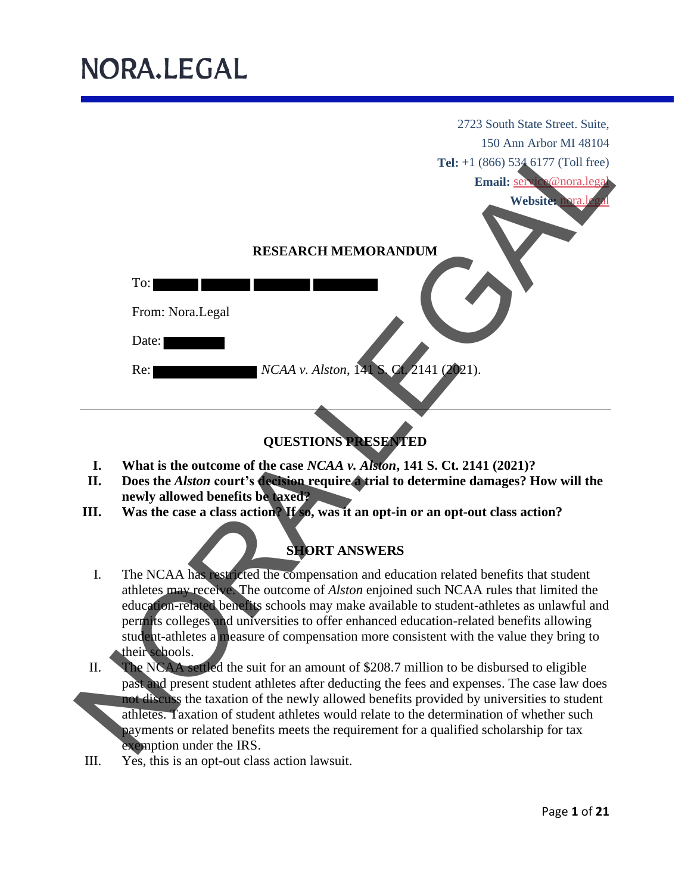# NORA.LEGAL

2723 South State Street. Suite,
150 Ann Arbor MI 48104
**Tel:** +1 (866) 534 6177 (Toll free)
**Email:** service@nora.legal
**Website:** nora.legal

## RESEARCH MEMORANDUM

To: ██████ ██████ ██████ ██████

From: Nora.Legal

Date: ██████

Re: ██████████ *NCAA v. Alston*, 141 S. Ct. 2141 (2021).

---

## QUESTIONS PRESENTED

**I. What is the outcome of the case *NCAA v. Alston*, 141 S. Ct. 2141 (2021)?**

**II. Does the *Alston* court's decision require a trial to determine damages? How will the newly allowed benefits be taxed?**

**III. Was the case a class action? If so, was it an opt-in or an opt-out class action?**

## SHORT ANSWERS

I. The NCAA has restricted the compensation and education related benefits that student athletes may receive. The outcome of *Alston* enjoined such NCAA rules that limited the education-related benefits schools may make available to student-athletes as unlawful and permits colleges and universities to offer enhanced education-related benefits allowing student-athletes a measure of compensation more consistent with the value they bring to their schools.

II. The NCAA settled the suit for an amount of $208.7 million to be disbursed to eligible past and present student athletes after deducting the fees and expenses. The case law does not discuss the taxation of the newly allowed benefits provided by universities to student athletes. Taxation of student athletes would relate to the determination of whether such payments or related benefits meets the requirement for a qualified scholarship for tax exemption under the IRS.

III. Yes, this is an opt-out class action lawsuit.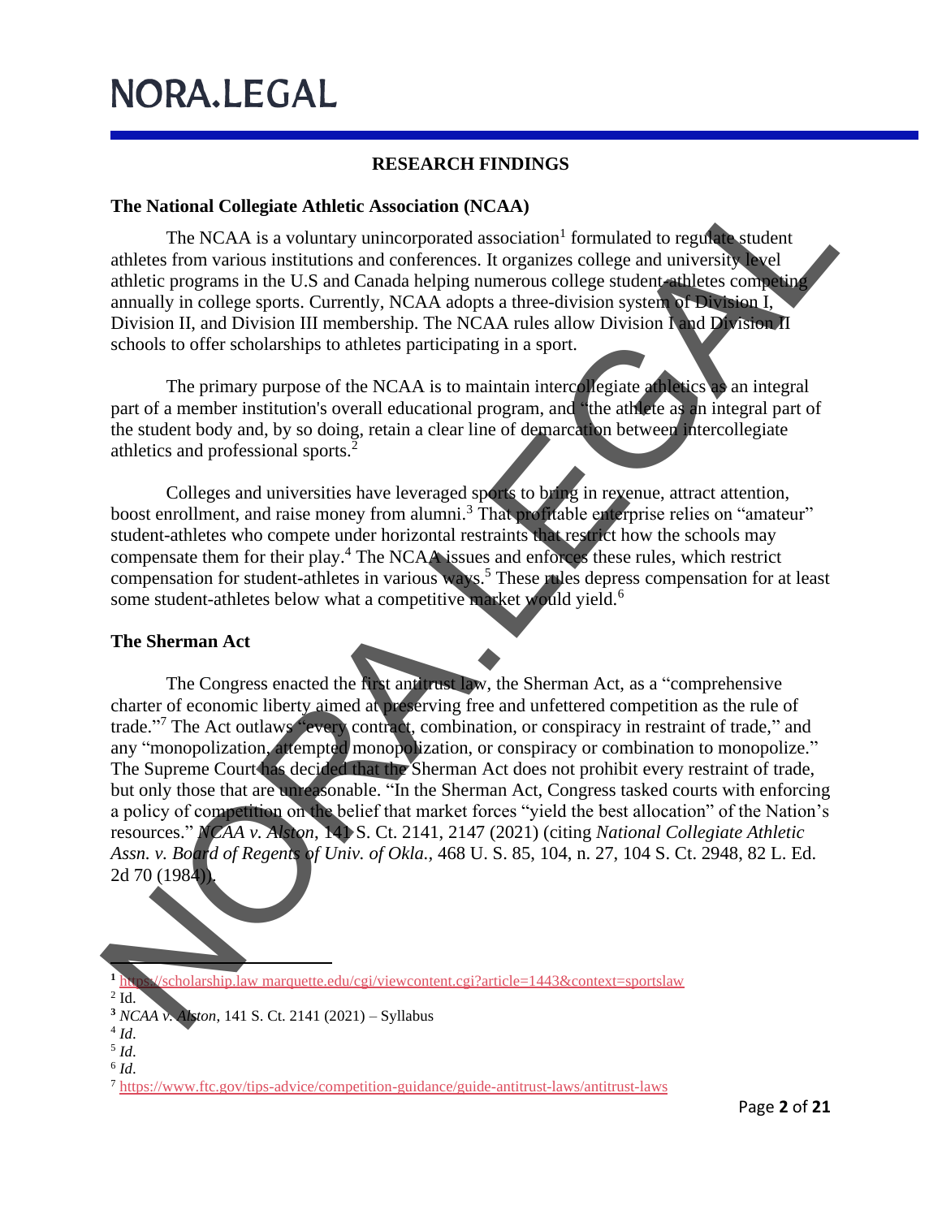## RESEARCH FINDINGS

### The National Collegiate Athletic Association (NCAA)

The NCAA is a voluntary unincorporated association[1] formulated to regulate student athletes from various institutions and conferences. It organizes college and university level athletic programs in the U.S and Canada helping numerous college student-athletes competing annually in college sports. Currently, NCAA adopts a three-division system of Division I, Division II, and Division III membership. The NCAA rules allow Division I and Division II schools to offer scholarships to athletes participating in a sport.

The primary purpose of the NCAA is to maintain intercollegiate athletics as an integral part of a member institution's overall educational program, and "the athlete as an integral part of the student body and, by so doing, retain a clear line of demarcation between intercollegiate athletics and professional sports.[2]

Colleges and universities have leveraged sports to bring in revenue, attract attention, boost enrollment, and raise money from alumni.[3] That profitable enterprise relies on "amateur" student-athletes who compete under horizontal restraints that restrict how the schools may compensate them for their play.[4] The NCAA issues and enforces these rules, which restrict compensation for student-athletes in various ways.[5] These rules depress compensation for at least some student-athletes below what a competitive market would yield.[6]

### The Sherman Act

The Congress enacted the first antitrust law, the Sherman Act, as a "comprehensive charter of economic liberty aimed at preserving free and unfettered competition as the rule of trade."[7] The Act outlaws "every contract, combination, or conspiracy in restraint of trade," and any "monopolization, attempted monopolization, or conspiracy or combination to monopolize." The Supreme Court has decided that the Sherman Act does not prohibit every restraint of trade, but only those that are unreasonable. "In the Sherman Act, Congress tasked courts with enforcing a policy of competition on the belief that market forces "yield the best allocation" of the Nation's resources." *NCAA v. Alston*, 141 S. Ct. 2141, 2147 (2021) (citing *National Collegiate Athletic Assn. v. Board of Regents of Univ. of Okla.*, 468 U. S. 85, 104, n. 27, 104 S. Ct. 2948, 82 L. Ed. 2d 70 (1984)).

---

[1] https://scholarship.law.marquette.edu/cgi/viewcontent.cgi?article=1443&context=sportslaw
[2] Id.
[3] *NCAA v. Alston*, 141 S. Ct. 2141 (2021) – Syllabus
[4] *Id*.
[5] *Id*.
[6] *Id*.
[7] https://www.ftc.gov/tips-advice/competition-guidance/guide-antitrust-laws/antitrust-laws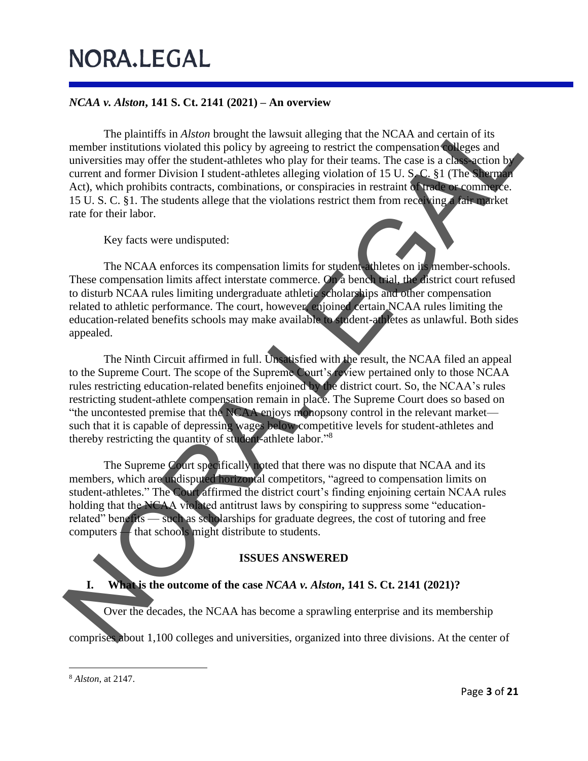# NORA.LEGAL

***NCAA v. Alston*, 141 S. Ct. 2141 (2021) – An overview**

The plaintiffs in *Alston* brought the lawsuit alleging that the NCAA and certain of its member institutions violated this policy by agreeing to restrict the compensation colleges and universities may offer the student-athletes who play for their teams. The case is a class-action by current and former Division I student-athletes alleging violation of 15 U. S. C. §1 (The Sherman Act), which prohibits contracts, combinations, or conspiracies in restraint of trade or commerce. 15 U. S. C. §1. The students allege that the violations restrict them from receiving a fair market rate for their labor.

Key facts were undisputed:

The NCAA enforces its compensation limits for student-athletes on its member-schools. These compensation limits affect interstate commerce. On a bench trial, the district court refused to disturb NCAA rules limiting undergraduate athletic scholarships and other compensation related to athletic performance. The court, however, enjoined certain NCAA rules limiting the education-related benefits schools may make available to student-athletes as unlawful. Both sides appealed.

The Ninth Circuit affirmed in full. Unsatisfied with the result, the NCAA filed an appeal to the Supreme Court. The scope of the Supreme Court's review pertained only to those NCAA rules restricting education-related benefits enjoined by the district court. So, the NCAA's rules restricting student-athlete compensation remain in place. The Supreme Court does so based on "the uncontested premise that the NCAA enjoys monopsony control in the relevant market—such that it is capable of depressing wages below competitive levels for student-athletes and thereby restricting the quantity of student-athlete labor."[8]

The Supreme Court specifically noted that there was no dispute that NCAA and its members, which are undisputed horizontal competitors, "agreed to compensation limits on student-athletes." The Court affirmed the district court's finding enjoining certain NCAA rules holding that the NCAA violated antitrust laws by conspiring to suppress some "education-related" benefits — such as scholarships for graduate degrees, the cost of tutoring and free computers — that schools might distribute to students.

## ISSUES ANSWERED

### I. What is the outcome of the case *NCAA v. Alston*, 141 S. Ct. 2141 (2021)?

Over the decades, the NCAA has become a sprawling enterprise and its membership comprises about 1,100 colleges and universities, organized into three divisions. At the center of

[8] *Alston*, at 2147.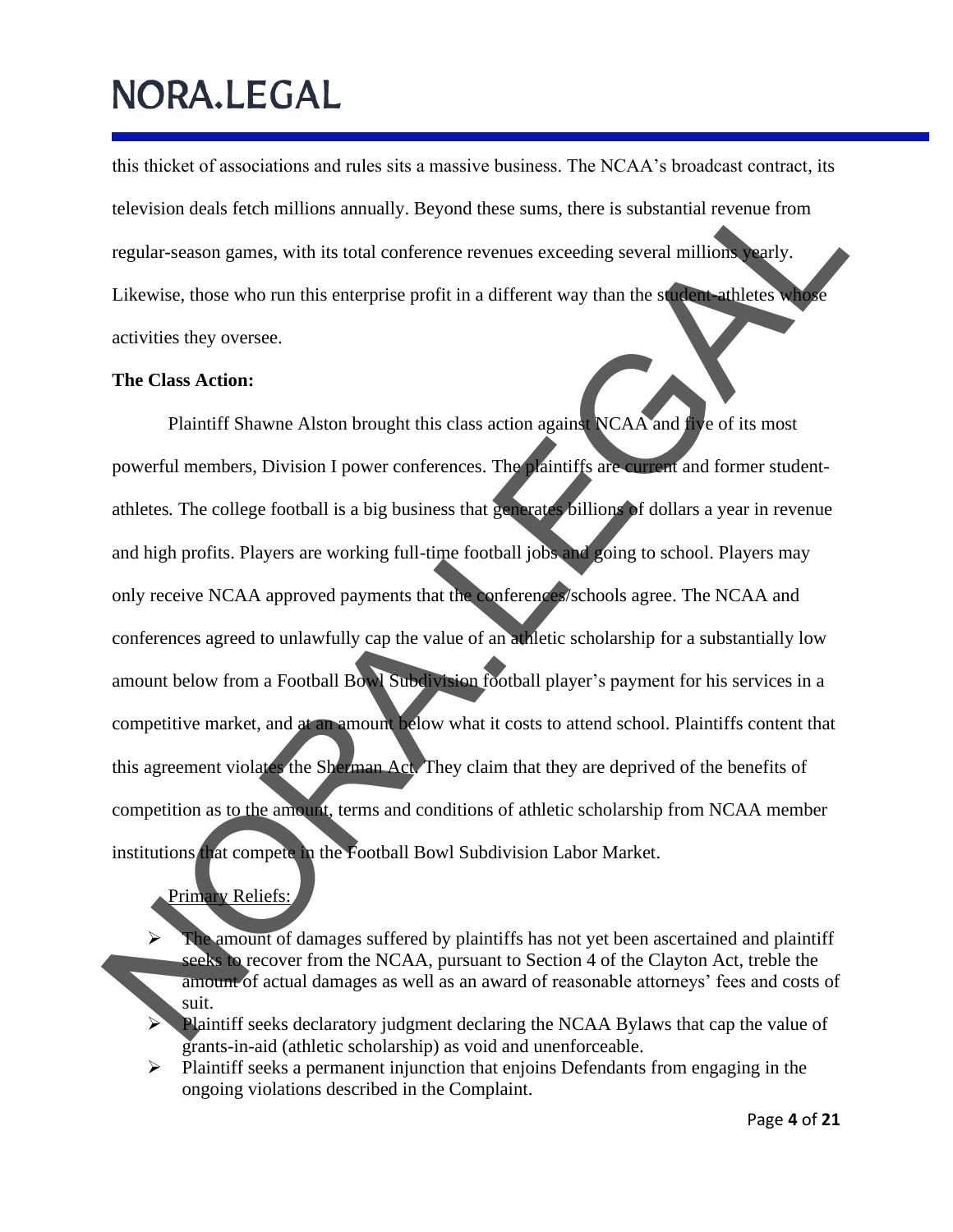this thicket of associations and rules sits a massive business. The NCAA's broadcast contract, its television deals fetch millions annually. Beyond these sums, there is substantial revenue from regular-season games, with its total conference revenues exceeding several millions yearly. Likewise, those who run this enterprise profit in a different way than the student-athletes whose activities they oversee.

**The Class Action:**

Plaintiff Shawne Alston brought this class action against NCAA and five of its most powerful members, Division I power conferences. The plaintiffs are current and former student-athletes. The college football is a big business that generates billions of dollars a year in revenue and high profits. Players are working full-time football jobs and going to school. Players may only receive NCAA approved payments that the conferences/schools agree. The NCAA and conferences agreed to unlawfully cap the value of an athletic scholarship for a substantially low amount below from a Football Bowl Subdivision football player's payment for his services in a competitive market, and at an amount below what it costs to attend school. Plaintiffs content that this agreement violates the Sherman Act. They claim that they are deprived of the benefits of competition as to the amount, terms and conditions of athletic scholarship from NCAA member institutions that compete in the Football Bowl Subdivision Labor Market.

<u>Primary Reliefs:</u>

- The amount of damages suffered by plaintiffs has not yet been ascertained and plaintiff seeks to recover from the NCAA, pursuant to Section 4 of the Clayton Act, treble the amount of actual damages as well as an award of reasonable attorneys' fees and costs of suit.
- Plaintiff seeks declaratory judgment declaring the NCAA Bylaws that cap the value of grants-in-aid (athletic scholarship) as void and unenforceable.
- Plaintiff seeks a permanent injunction that enjoins Defendants from engaging in the ongoing violations described in the Complaint.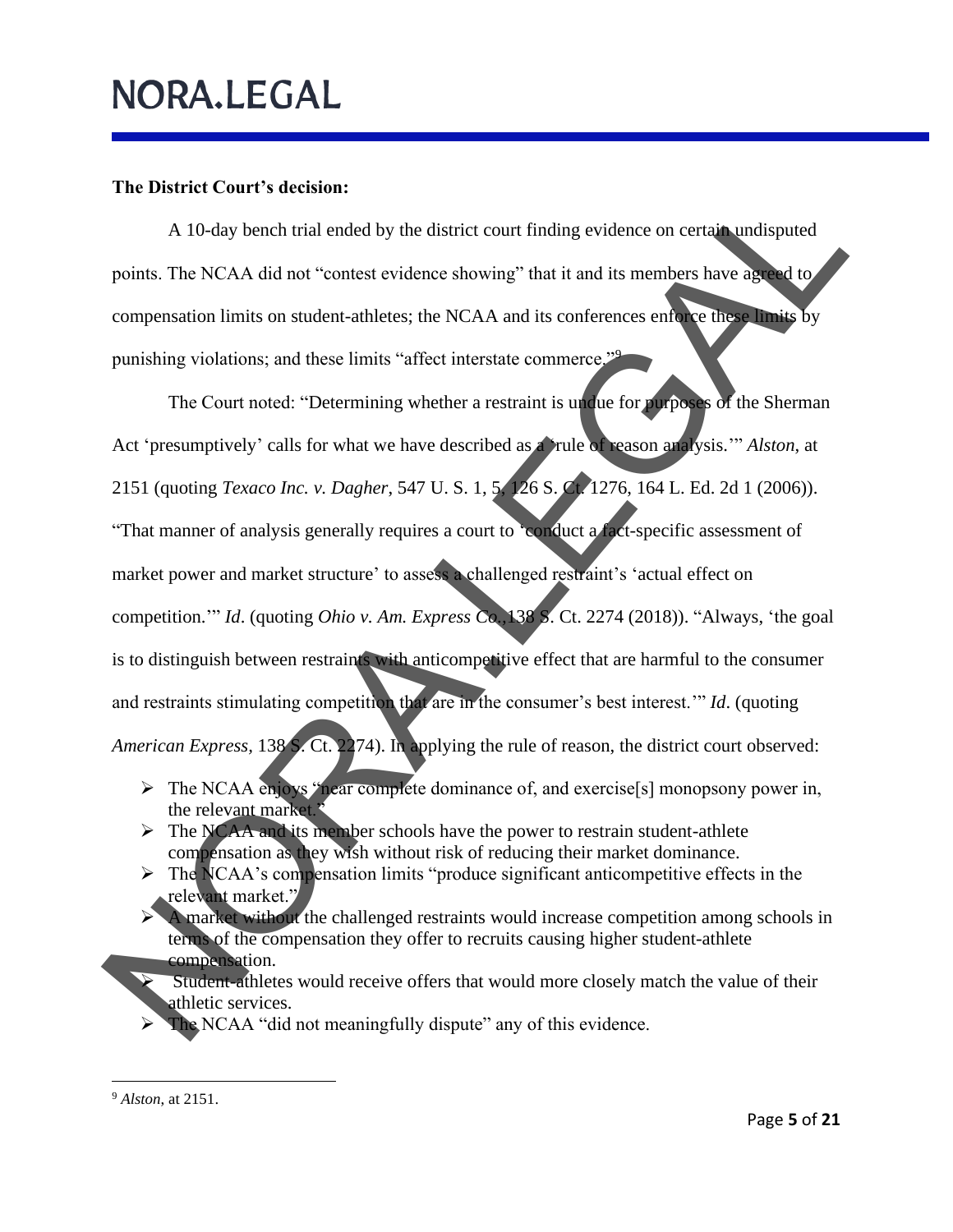**The District Court's decision:**

A 10-day bench trial ended by the district court finding evidence on certain undisputed points. The NCAA did not "contest evidence showing" that it and its members have agreed to compensation limits on student-athletes; the NCAA and its conferences enforce these limits by punishing violations; and these limits "affect interstate commerce."[9]

The Court noted: "Determining whether a restraint is undue for purposes of the Sherman Act 'presumptively' calls for what we have described as a 'rule of reason analysis.'" *Alston*, at 2151 (quoting *Texaco Inc. v. Dagher*, 547 U. S. 1, 5, 126 S. Ct. 1276, 164 L. Ed. 2d 1 (2006)). "That manner of analysis generally requires a court to 'conduct a fact-specific assessment of market power and market structure' to assess a challenged restraint's 'actual effect on competition.'" *Id*. (quoting *Ohio v. Am. Express Co.*,138 S. Ct. 2274 (2018)). "Always, 'the goal is to distinguish between restraints with anticompetitive effect that are harmful to the consumer and restraints stimulating competition that are in the consumer's best interest.'" *Id*. (quoting *American Express*, 138 S. Ct. 2274). In applying the rule of reason, the district court observed:

- The NCAA enjoys "near complete dominance of, and exercise[s] monopsony power in, the relevant market."
- The NCAA and its member schools have the power to restrain student-athlete compensation as they wish without risk of reducing their market dominance.
- The NCAA's compensation limits "produce significant anticompetitive effects in the relevant market."
- A market without the challenged restraints would increase competition among schools in terms of the compensation they offer to recruits causing higher student-athlete compensation.
- Student-athletes would receive offers that would more closely match the value of their athletic services.
- The NCAA "did not meaningfully dispute" any of this evidence.

---

[9] *Alston*, at 2151.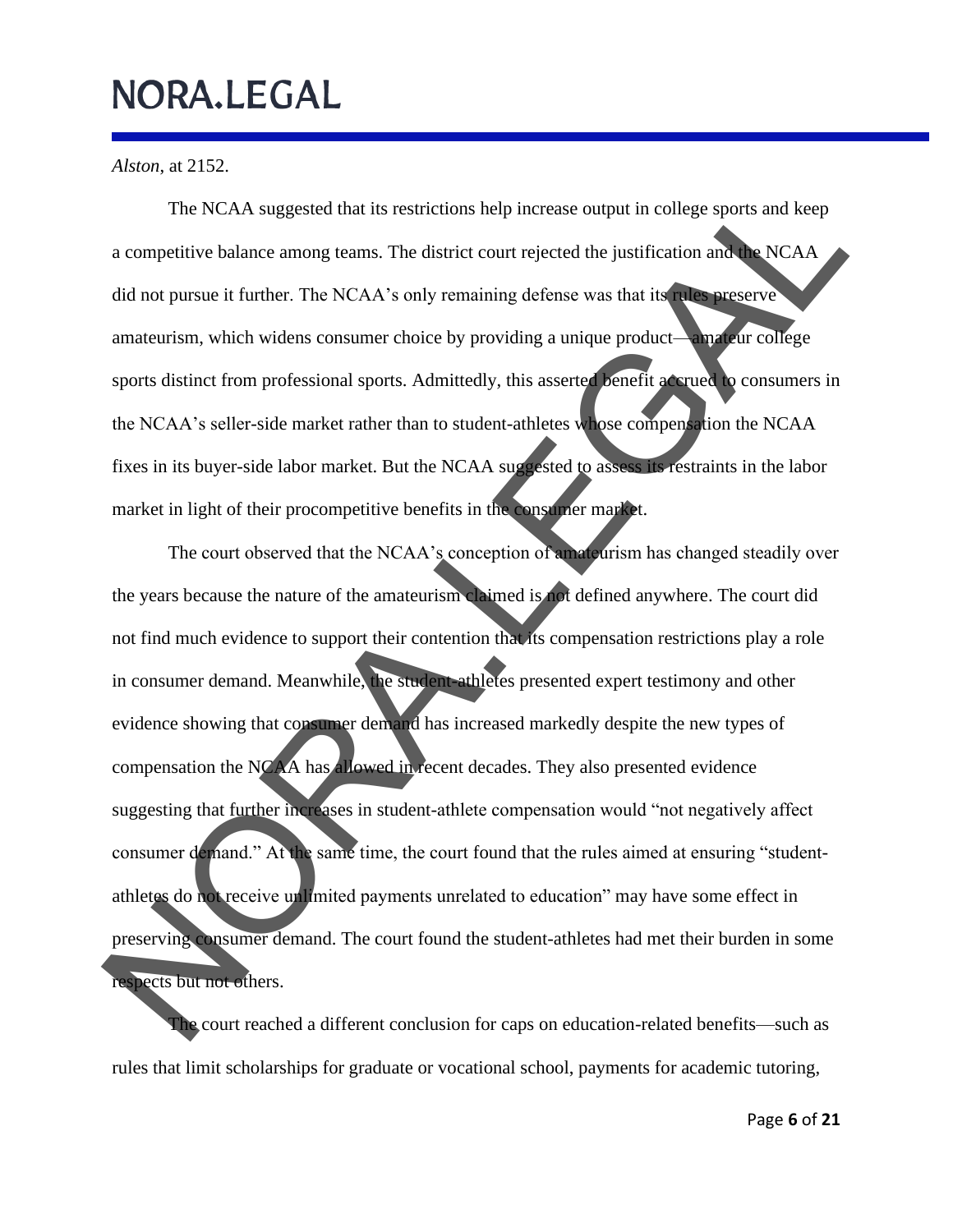*Alston*, at 2152.

The NCAA suggested that its restrictions help increase output in college sports and keep a competitive balance among teams. The district court rejected the justification and the NCAA did not pursue it further. The NCAA's only remaining defense was that its rules preserve amateurism, which widens consumer choice by providing a unique product—amateur college sports distinct from professional sports. Admittedly, this asserted benefit accrued to consumers in the NCAA's seller-side market rather than to student-athletes whose compensation the NCAA fixes in its buyer-side labor market. But the NCAA suggested to assess its restraints in the labor market in light of their procompetitive benefits in the consumer market.

The court observed that the NCAA's conception of amateurism has changed steadily over the years because the nature of the amateurism claimed is not defined anywhere. The court did not find much evidence to support their contention that its compensation restrictions play a role in consumer demand. Meanwhile, the student-athletes presented expert testimony and other evidence showing that consumer demand has increased markedly despite the new types of compensation the NCAA has allowed in recent decades. They also presented evidence suggesting that further increases in student-athlete compensation would "not negatively affect consumer demand." At the same time, the court found that the rules aimed at ensuring "student-athletes do not receive unlimited payments unrelated to education" may have some effect in preserving consumer demand. The court found the student-athletes had met their burden in some respects but not others.

The court reached a different conclusion for caps on education-related benefits—such as rules that limit scholarships for graduate or vocational school, payments for academic tutoring,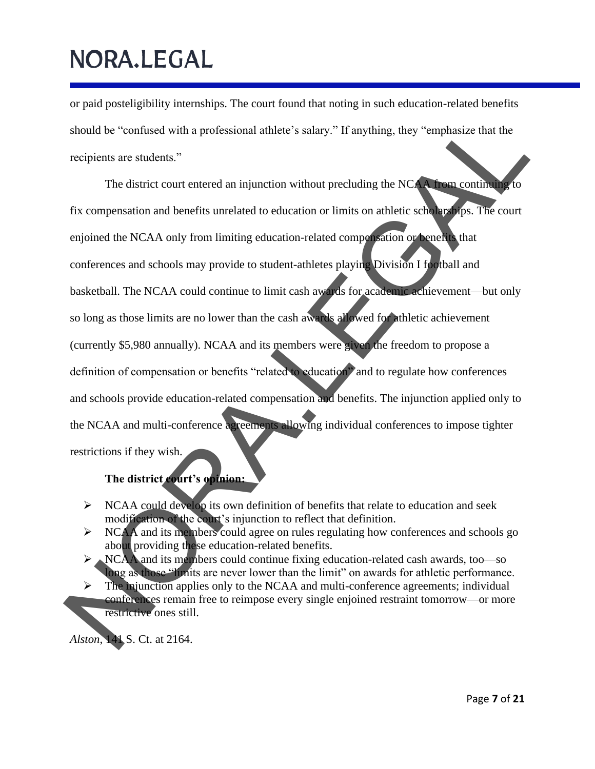or paid posteligibility internships. The court found that noting in such education-related benefits should be "confused with a professional athlete's salary." If anything, they "emphasize that the recipients are students."

The district court entered an injunction without precluding the NCAA from continuing to fix compensation and benefits unrelated to education or limits on athletic scholarships. The court enjoined the NCAA only from limiting education-related compensation or benefits that conferences and schools may provide to student-athletes playing Division I football and basketball. The NCAA could continue to limit cash awards for academic achievement—but only so long as those limits are no lower than the cash awards allowed for athletic achievement (currently \$5,980 annually). NCAA and its members were given the freedom to propose a definition of compensation or benefits "related to education" and to regulate how conferences and schools provide education-related compensation and benefits. The injunction applied only to the NCAA and multi-conference agreements allowing individual conferences to impose tighter restrictions if they wish.

**The district court's opinion:**

- NCAA could develop its own definition of benefits that relate to education and seek modification of the court's injunction to reflect that definition.
- NCAA and its members could agree on rules regulating how conferences and schools go about providing these education-related benefits.
- NCAA and its members could continue fixing education-related cash awards, too—so long as those "limits are never lower than the limit" on awards for athletic performance.
- The injunction applies only to the NCAA and multi-conference agreements; individual conferences remain free to reimpose every single enjoined restraint tomorrow—or more restrictive ones still.

*Alston*, 141 S. Ct. at 2164.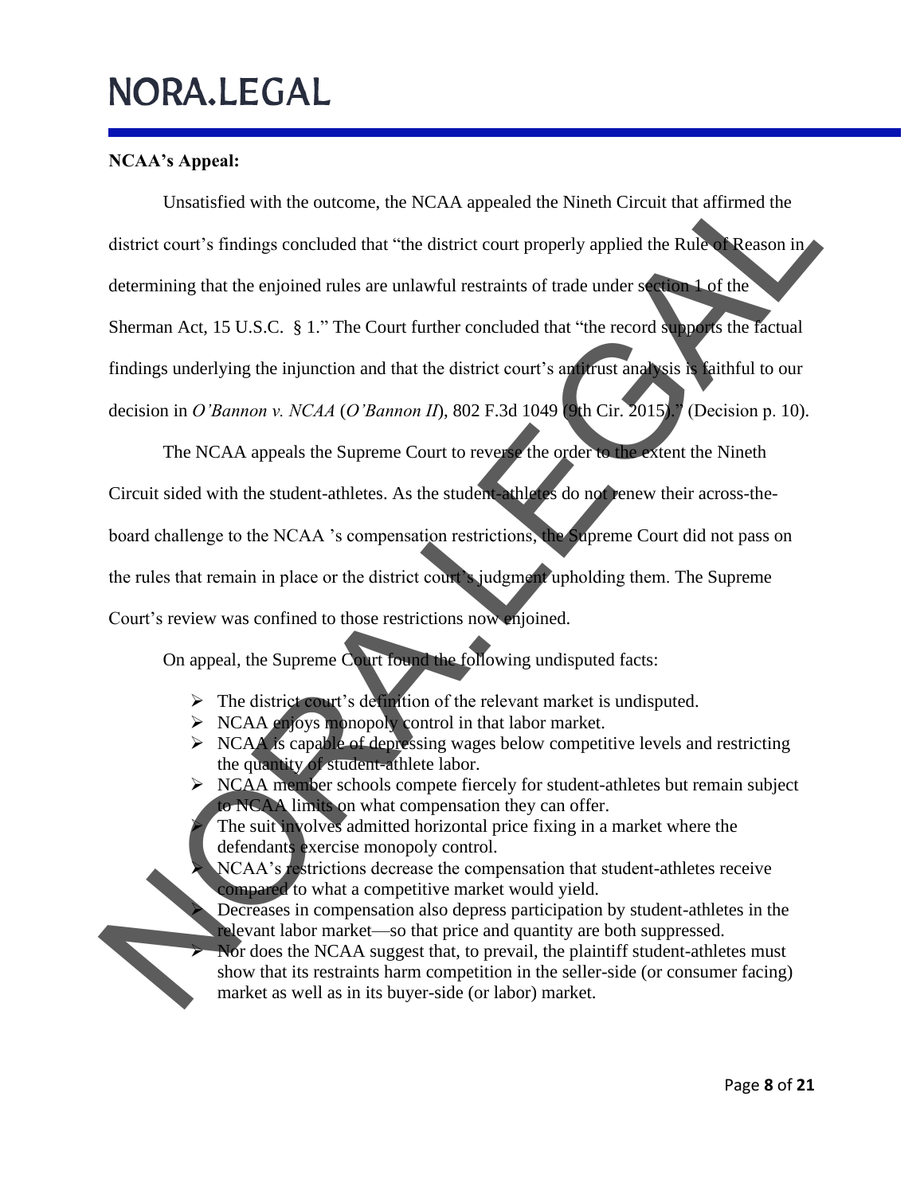**NCAA's Appeal:**

Unsatisfied with the outcome, the NCAA appealed the Nineth Circuit that affirmed the district court's findings concluded that "the district court properly applied the Rule of Reason in determining that the enjoined rules are unlawful restraints of trade under section 1 of the Sherman Act, 15 U.S.C. § 1." The Court further concluded that "the record supports the factual findings underlying the injunction and that the district court's antitrust analysis is faithful to our decision in *O'Bannon v. NCAA* (*O'Bannon II*), 802 F.3d 1049 (9th Cir. 2015)." (Decision p. 10).

The NCAA appeals the Supreme Court to reverse the order to the extent the Nineth Circuit sided with the student-athletes. As the student-athletes do not renew their across-the-board challenge to the NCAA 's compensation restrictions, the Supreme Court did not pass on the rules that remain in place or the district court's judgment upholding them. The Supreme Court's review was confined to those restrictions now enjoined.

On appeal, the Supreme Court found the following undisputed facts:

- The district court's definition of the relevant market is undisputed.
- NCAA enjoys monopoly control in that labor market.
- NCAA is capable of depressing wages below competitive levels and restricting the quantity of student-athlete labor.
- NCAA member schools compete fiercely for student-athletes but remain subject to NCAA limits on what compensation they can offer.
- The suit involves admitted horizontal price fixing in a market where the defendants exercise monopoly control.
- NCAA's restrictions decrease the compensation that student-athletes receive compared to what a competitive market would yield.
- Decreases in compensation also depress participation by student-athletes in the relevant labor market—so that price and quantity are both suppressed.
- Nor does the NCAA suggest that, to prevail, the plaintiff student-athletes must show that its restraints harm competition in the seller-side (or consumer facing) market as well as in its buyer-side (or labor) market.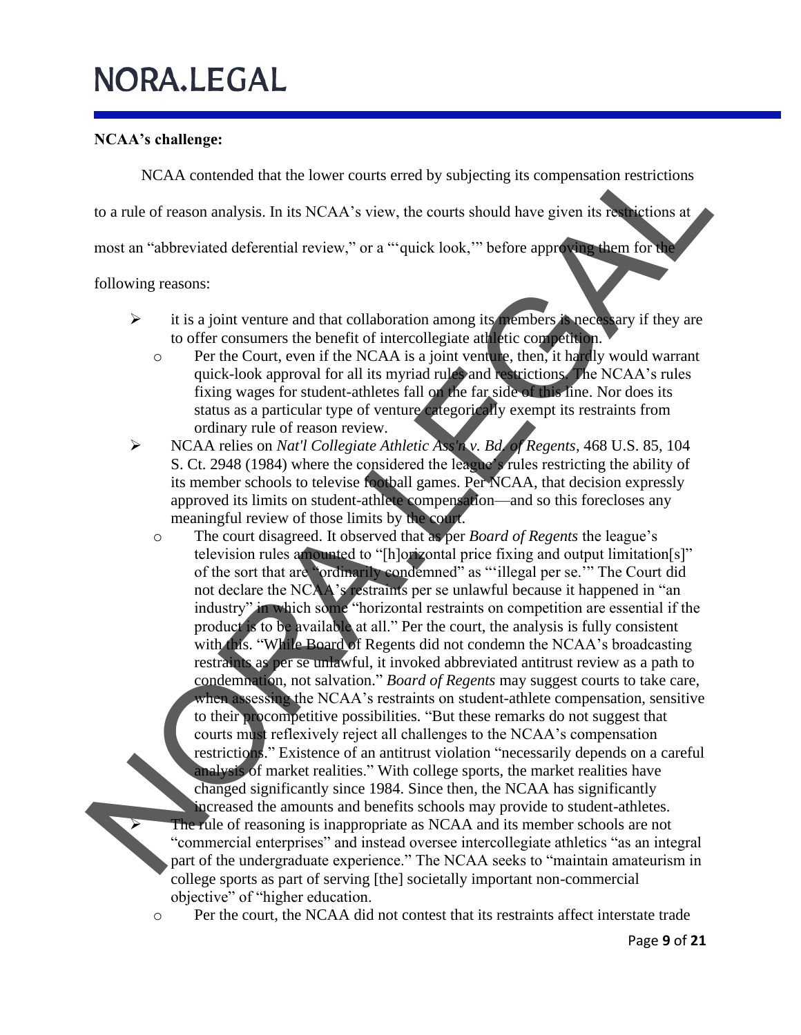**NCAA's challenge:**

NCAA contended that the lower courts erred by subjecting its compensation restrictions to a rule of reason analysis. In its NCAA's view, the courts should have given its restrictions at most an "abbreviated deferential review," or a "'quick look,'" before approving them for the following reasons:

- it is a joint venture and that collaboration among its members is necessary if they are to offer consumers the benefit of intercollegiate athletic competition.
  - Per the Court, even if the NCAA is a joint venture, then, it hardly would warrant quick-look approval for all its myriad rules and restrictions. The NCAA's rules fixing wages for student-athletes fall on the far side of this line. Nor does its status as a particular type of venture categorically exempt its restraints from ordinary rule of reason review.
- NCAA relies on *Nat'l Collegiate Athletic Ass'n v. Bd. of Regents*, 468 U.S. 85, 104 S. Ct. 2948 (1984) where the considered the league's rules restricting the ability of its member schools to televise football games. Per NCAA, that decision expressly approved its limits on student-athlete compensation—and so this forecloses any meaningful review of those limits by the court.
  - The court disagreed. It observed that as per *Board of Regents* the league's television rules amounted to "[h]orizontal price fixing and output limitation[s]" of the sort that are "ordinarily condemned" as "'illegal per se.'" The Court did not declare the NCAA's restraints per se unlawful because it happened in "an industry" in which some "horizontal restraints on competition are essential if the product is to be available at all." Per the court, the analysis is fully consistent with this. "While Board of Regents did not condemn the NCAA's broadcasting restraints as per se unlawful, it invoked abbreviated antitrust review as a path to condemnation, not salvation." *Board of Regents* may suggest courts to take care, when assessing the NCAA's restraints on student-athlete compensation, sensitive to their procompetitive possibilities. "But these remarks do not suggest that courts must reflexively reject all challenges to the NCAA's compensation restrictions." Existence of an antitrust violation "necessarily depends on a careful analysis of market realities." With college sports, the market realities have changed significantly since 1984. Since then, the NCAA has significantly increased the amounts and benefits schools may provide to student-athletes.
- The rule of reasoning is inappropriate as NCAA and its member schools are not "commercial enterprises" and instead oversee intercollegiate athletics "as an integral part of the undergraduate experience." The NCAA seeks to "maintain amateurism in college sports as part of serving [the] societally important non-commercial objective" of "higher education.
  - Per the court, the NCAA did not contest that its restraints affect interstate trade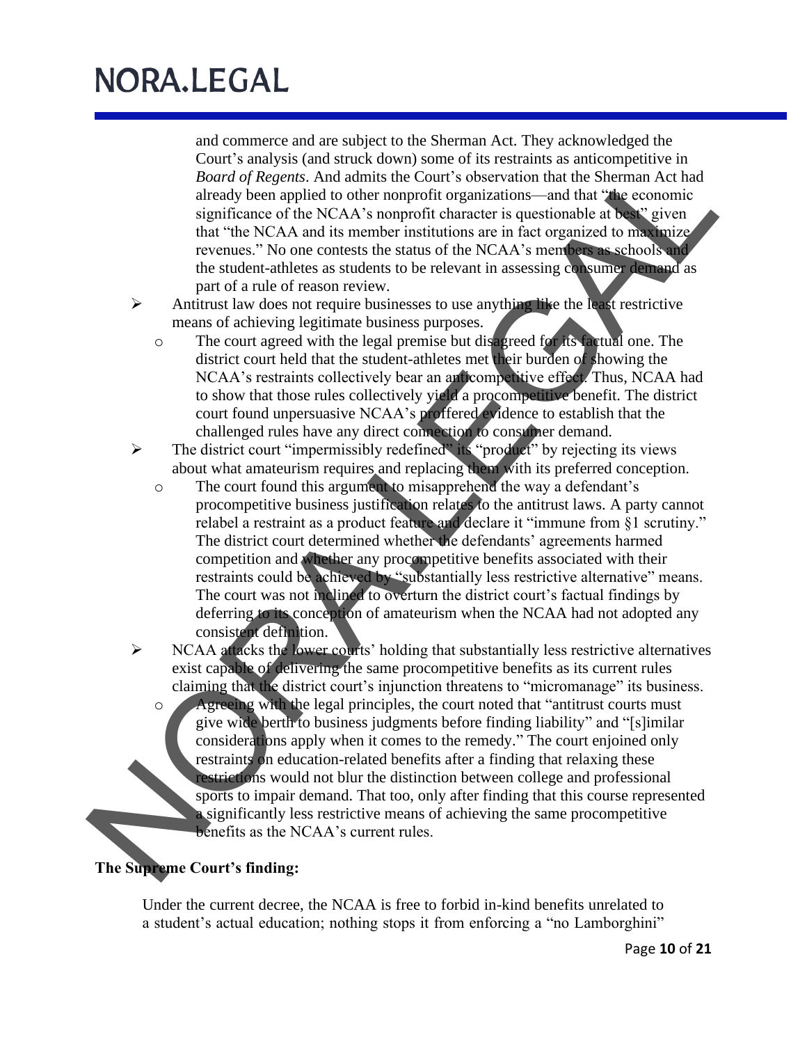and commerce and are subject to the Sherman Act. They acknowledged the Court's analysis (and struck down) some of its restraints as anticompetitive in *Board of Regents*. And admits the Court's observation that the Sherman Act had already been applied to other nonprofit organizations—and that "the economic significance of the NCAA's nonprofit character is questionable at best" given that "the NCAA and its member institutions are in fact organized to maximize revenues." No one contests the status of the NCAA's members as schools and the student-athletes as students to be relevant in assessing consumer demand as part of a rule of reason review.

- Antitrust law does not require businesses to use anything like the least restrictive means of achieving legitimate business purposes.
  - The court agreed with the legal premise but disagreed for its factual one. The district court held that the student-athletes met their burden of showing the NCAA's restraints collectively bear an anticompetitive effect. Thus, NCAA had to show that those rules collectively yield a procompetitive benefit. The district court found unpersuasive NCAA's proffered evidence to establish that the challenged rules have any direct connection to consumer demand.
- The district court "impermissibly redefined" its "product" by rejecting its views about what amateurism requires and replacing them with its preferred conception.
  - The court found this argument to misapprehend the way a defendant's procompetitive business justification relates to the antitrust laws. A party cannot relabel a restraint as a product feature and declare it "immune from §1 scrutiny." The district court determined whether the defendants' agreements harmed competition and whether any procompetitive benefits associated with their restraints could be achieved by "substantially less restrictive alternative" means. The court was not inclined to overturn the district court's factual findings by deferring to its conception of amateurism when the NCAA had not adopted any consistent definition.
- NCAA attacks the lower courts' holding that substantially less restrictive alternatives exist capable of delivering the same procompetitive benefits as its current rules claiming that the district court's injunction threatens to "micromanage" its business.
  - Agreeing with the legal principles, the court noted that "antitrust courts must give wide berth to business judgments before finding liability" and "[s]imilar considerations apply when it comes to the remedy." The court enjoined only restraints on education-related benefits after a finding that relaxing these restrictions would not blur the distinction between college and professional sports to impair demand. That too, only after finding that this course represented a significantly less restrictive means of achieving the same procompetitive benefits as the NCAA's current rules.

**The Supreme Court's finding:**

Under the current decree, the NCAA is free to forbid in-kind benefits unrelated to a student's actual education; nothing stops it from enforcing a "no Lamborghini"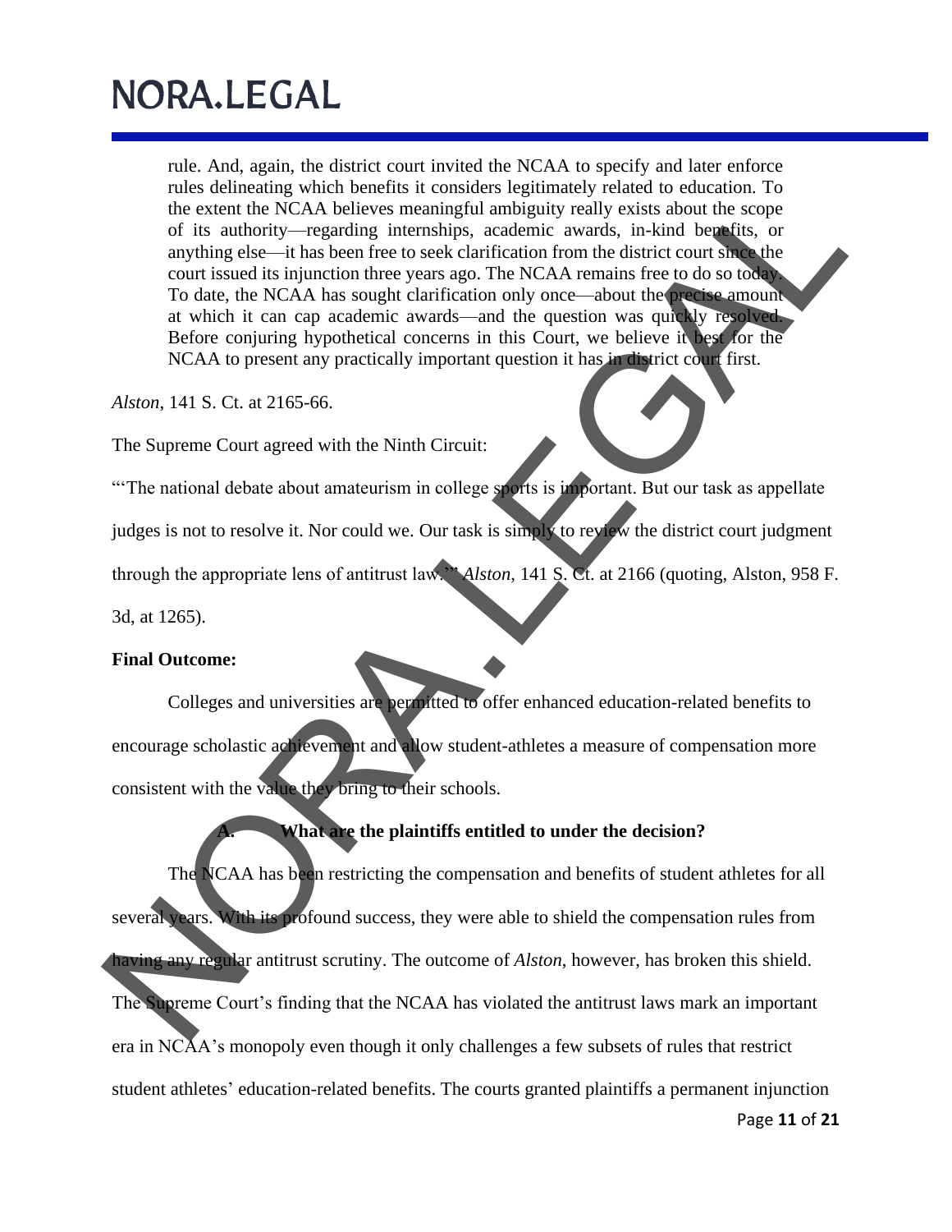> rule. And, again, the district court invited the NCAA to specify and later enforce rules delineating which benefits it considers legitimately related to education. To the extent the NCAA believes meaningful ambiguity really exists about the scope of its authority—regarding internships, academic awards, in-kind benefits, or anything else—it has been free to seek clarification from the district court since the court issued its injunction three years ago. The NCAA remains free to do so today. To date, the NCAA has sought clarification only once—about the precise amount at which it can cap academic awards—and the question was quickly resolved. Before conjuring hypothetical concerns in this Court, we believe it best for the NCAA to present any practically important question it has in district court first.

*Alston*, 141 S. Ct. at 2165-66.

The Supreme Court agreed with the Ninth Circuit:

"'The national debate about amateurism in college sports is important. But our task as appellate judges is not to resolve it. Nor could we. Our task is simply to review the district court judgment through the appropriate lens of antitrust law.'" *Alston*, 141 S. Ct. at 2166 (quoting, Alston, 958 F. 3d, at 1265).

**Final Outcome:**

Colleges and universities are permitted to offer enhanced education-related benefits to encourage scholastic achievement and allow student-athletes a measure of compensation more consistent with the value they bring to their schools.

### A. What are the plaintiffs entitled to under the decision?

The NCAA has been restricting the compensation and benefits of student athletes for all several years. With its profound success, they were able to shield the compensation rules from having any regular antitrust scrutiny. The outcome of *Alston*, however, has broken this shield. The Supreme Court's finding that the NCAA has violated the antitrust laws mark an important era in NCAA's monopoly even though it only challenges a few subsets of rules that restrict student athletes' education-related benefits. The courts granted plaintiffs a permanent injunction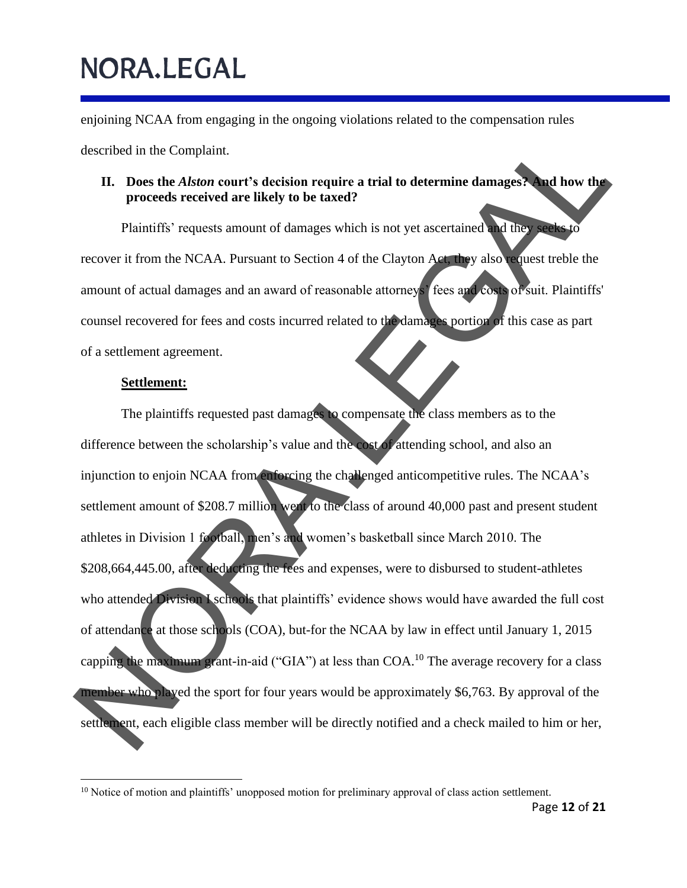enjoining NCAA from engaging in the ongoing violations related to the compensation rules described in the Complaint.

## II. Does the *Alston* court's decision require a trial to determine damages? And how the proceeds received are likely to be taxed?

Plaintiffs' requests amount of damages which is not yet ascertained and they seeks to recover it from the NCAA. Pursuant to Section 4 of the Clayton Act, they also request treble the amount of actual damages and an award of reasonable attorneys' fees and costs of suit. Plaintiffs' counsel recovered for fees and costs incurred related to the damages portion of this case as part of a settlement agreement.

**Settlement:**

The plaintiffs requested past damages to compensate the class members as to the difference between the scholarship's value and the cost of attending school, and also an injunction to enjoin NCAA from enforcing the challenged anticompetitive rules. The NCAA's settlement amount of $208.7 million went to the class of around 40,000 past and present student athletes in Division 1 football, men's and women's basketball since March 2010. The $208,664,445.00, after deducting the fees and expenses, were to disbursed to student-athletes who attended Division I schools that plaintiffs' evidence shows would have awarded the full cost of attendance at those schools (COA), but-for the NCAA by law in effect until January 1, 2015 capping the maximum grant-in-aid ("GIA") at less than COA.[10] The average recovery for a class member who played the sport for four years would be approximately $6,763. By approval of the settlement, each eligible class member will be directly notified and a check mailed to him or her,

[10] Notice of motion and plaintiffs' unopposed motion for preliminary approval of class action settlement.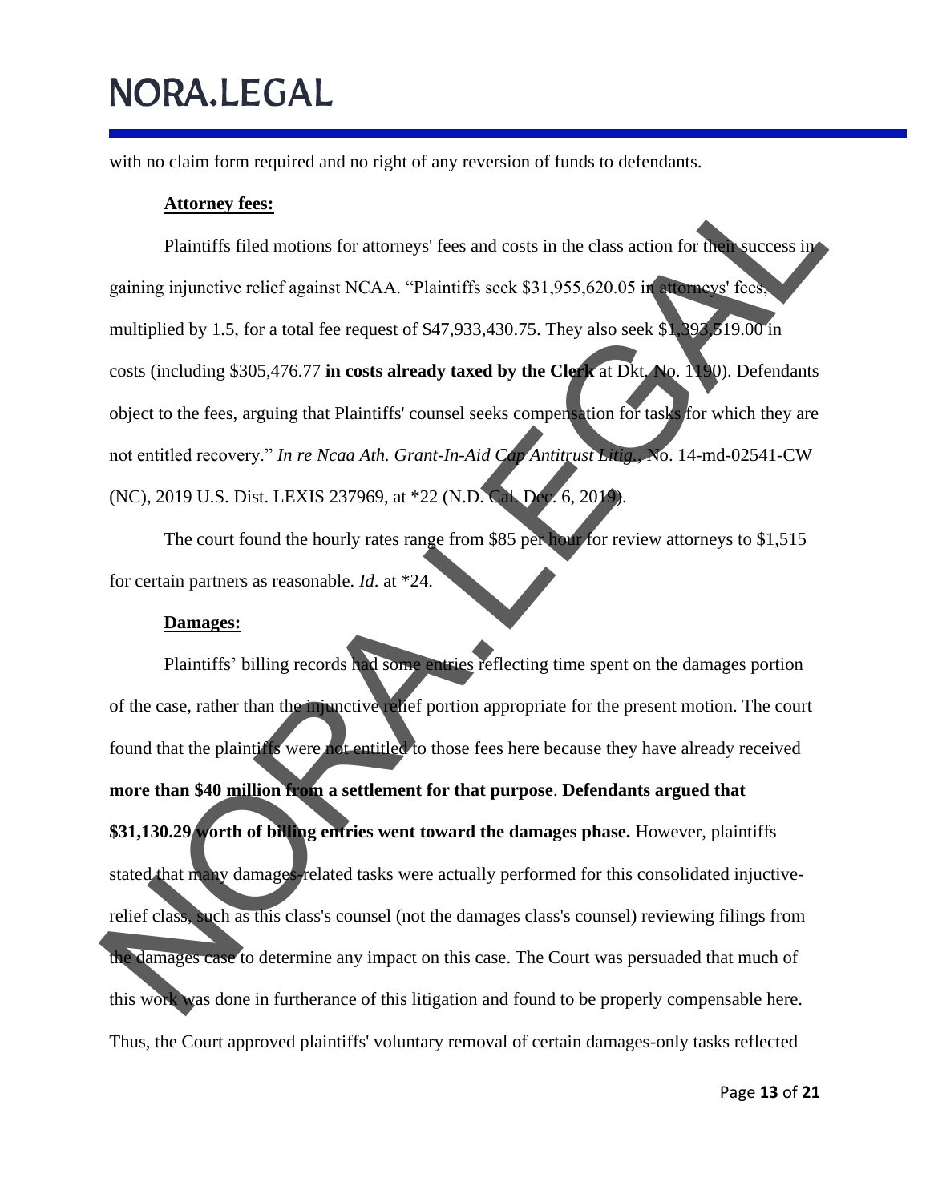with no claim form required and no right of any reversion of funds to defendants.

**Attorney fees:**

Plaintiffs filed motions for attorneys' fees and costs in the class action for their success in gaining injunctive relief against NCAA. "Plaintiffs seek $31,955,620.05 in attorneys' fees, multiplied by 1.5, for a total fee request of $47,933,430.75. They also seek $1,393,519.00 in costs (including $305,476.77 **in costs already taxed by the Clerk** at Dkt. No. 1190). Defendants object to the fees, arguing that Plaintiffs' counsel seeks compensation for tasks for which they are not entitled recovery." *In re Ncaa Ath. Grant-In-Aid Cap Antitrust Litig.*, No. 14-md-02541-CW (NC), 2019 U.S. Dist. LEXIS 237969, at *22 (N.D. Cal. Dec. 6, 2019).

The court found the hourly rates range from $85 per hour for review attorneys to $1,515 for certain partners as reasonable. *Id*. at *24.

**Damages:**

Plaintiffs' billing records had some entries reflecting time spent on the damages portion of the case, rather than the injunctive relief portion appropriate for the present motion. The court found that the plaintiffs were not entitled to those fees here because they have already received **more than $40 million from a settlement for that purpose**. **Defendants argued that $31,130.29 worth of billing entries went toward the damages phase.** However, plaintiffs stated that many damages-related tasks were actually performed for this consolidated injunctive-relief class, such as this class's counsel (not the damages class's counsel) reviewing filings from the damages case to determine any impact on this case. The Court was persuaded that much of this work was done in furtherance of this litigation and found to be properly compensable here. Thus, the Court approved plaintiffs' voluntary removal of certain damages-only tasks reflected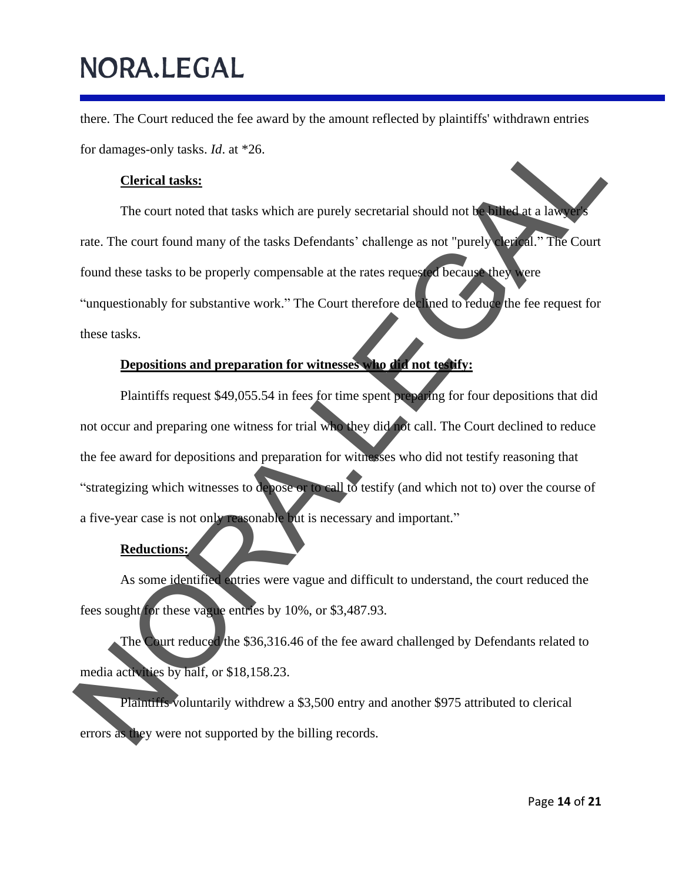there. The Court reduced the fee award by the amount reflected by plaintiffs' withdrawn entries for damages-only tasks. *Id*. at *26.

**Clerical tasks:**

The court noted that tasks which are purely secretarial should not be billed at a lawyer's rate. The court found many of the tasks Defendants' challenge as not "purely clerical." The Court found these tasks to be properly compensable at the rates requested because they were "unquestionably for substantive work." The Court therefore declined to reduce the fee request for these tasks.

**Depositions and preparation for witnesses who did not testify:**

Plaintiffs request $49,055.54 in fees for time spent preparing for four depositions that did not occur and preparing one witness for trial who they did not call. The Court declined to reduce the fee award for depositions and preparation for witnesses who did not testify reasoning that "strategizing which witnesses to depose or to call to testify (and which not to) over the course of a five-year case is not only reasonable but is necessary and important."

**Reductions:**

As some identified entries were vague and difficult to understand, the court reduced the fees sought for these vague entries by 10%, or $3,487.93.

The Court reduced the $36,316.46 of the fee award challenged by Defendants related to media activities by half, or $18,158.23.

Plaintiffs voluntarily withdrew a $3,500 entry and another $975 attributed to clerical errors as they were not supported by the billing records.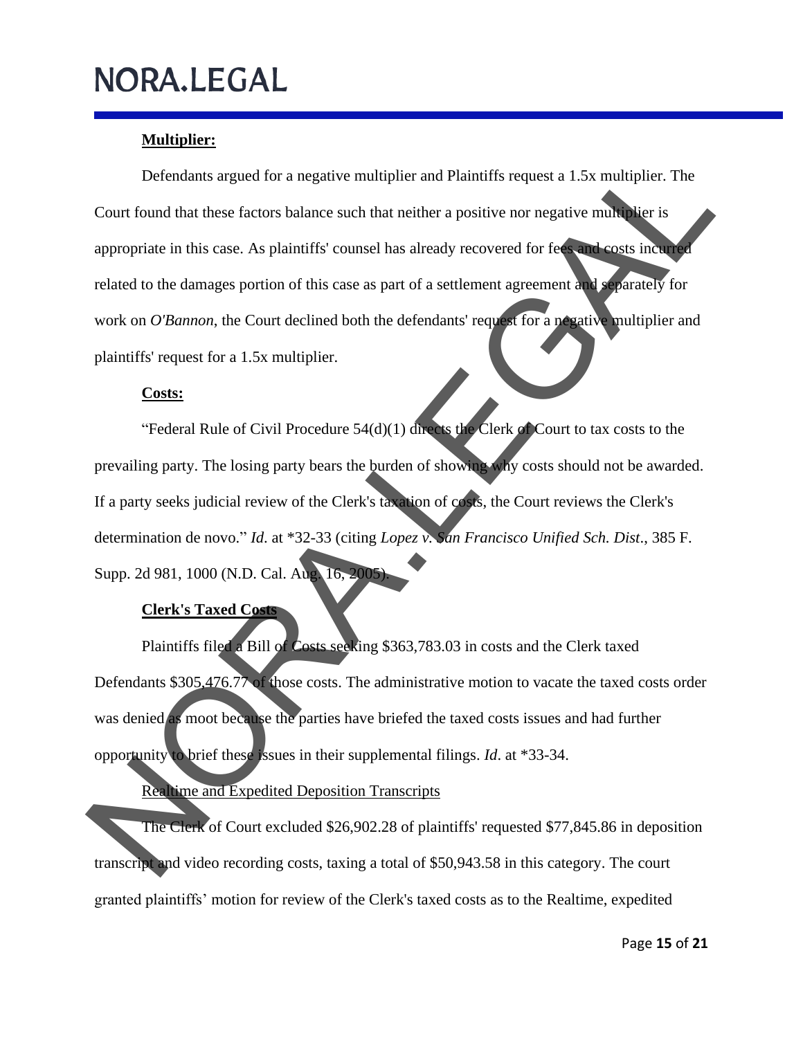**Multiplier:**

Defendants argued for a negative multiplier and Plaintiffs request a 1.5x multiplier. The Court found that these factors balance such that neither a positive nor negative multiplier is appropriate in this case. As plaintiffs' counsel has already recovered for fees and costs incurred related to the damages portion of this case as part of a settlement agreement and separately for work on *O'Bannon*, the Court declined both the defendants' request for a negative multiplier and plaintiffs' request for a 1.5x multiplier.

**Costs:**

"Federal Rule of Civil Procedure 54(d)(1) directs the Clerk of Court to tax costs to the prevailing party. The losing party bears the burden of showing why costs should not be awarded. If a party seeks judicial review of the Clerk's taxation of costs, the Court reviews the Clerk's determination de novo." *Id*. at *32-33 (citing *Lopez v. San Francisco Unified Sch. Dist*., 385 F. Supp. 2d 981, 1000 (N.D. Cal. Aug. 16, 2005).

**Clerk's Taxed Costs**

Plaintiffs filed a Bill of Costs seeking $363,783.03 in costs and the Clerk taxed Defendants $305,476.77 of those costs. The administrative motion to vacate the taxed costs order was denied as moot because the parties have briefed the taxed costs issues and had further opportunity to brief these issues in their supplemental filings. *Id*. at *33-34.

Realtime and Expedited Deposition Transcripts

The Clerk of Court excluded $26,902.28 of plaintiffs' requested $77,845.86 in deposition transcript and video recording costs, taxing a total of $50,943.58 in this category. The court granted plaintiffs' motion for review of the Clerk's taxed costs as to the Realtime, expedited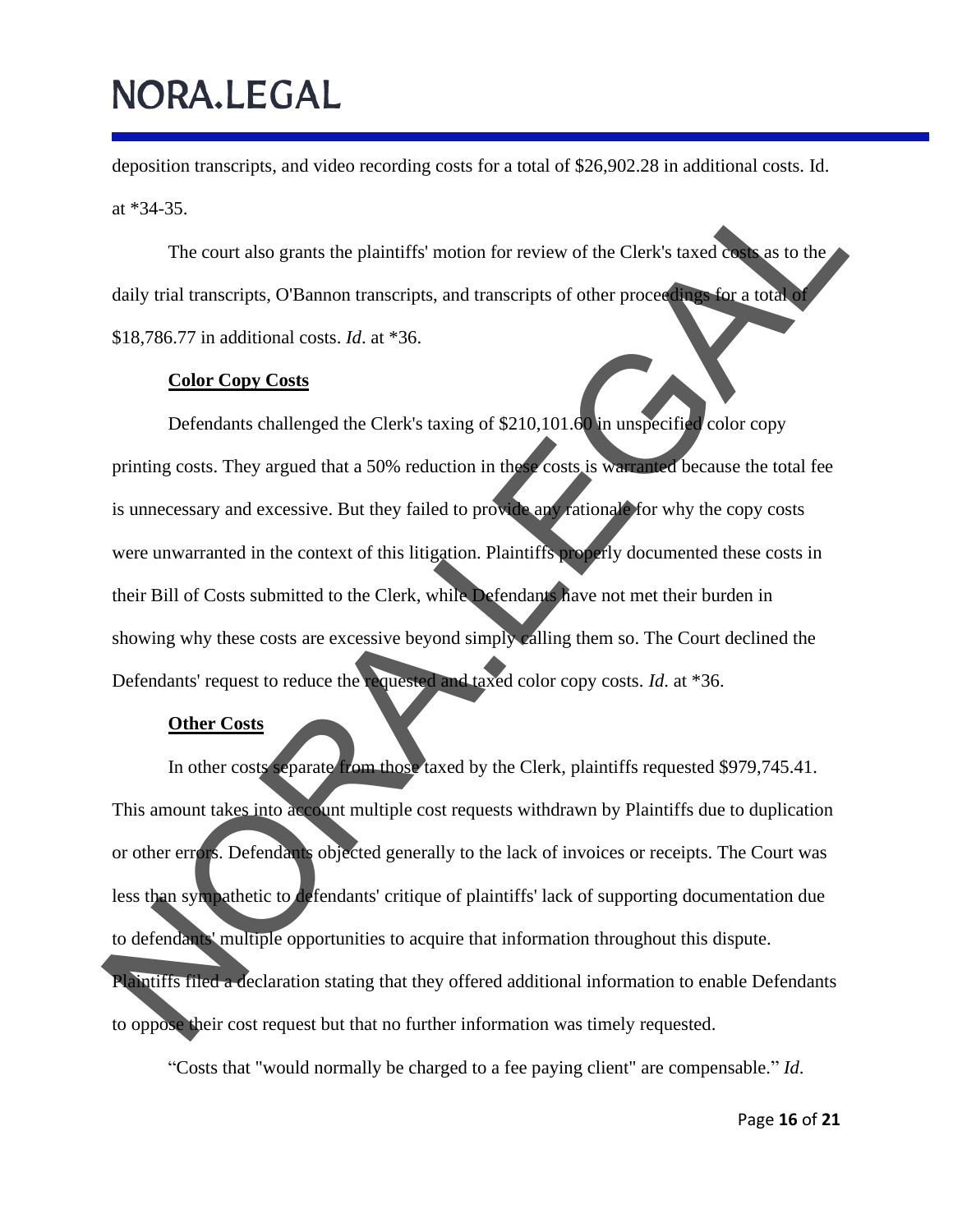deposition transcripts, and video recording costs for a total of $26,902.28 in additional costs. Id. at *34-35.

The court also grants the plaintiffs' motion for review of the Clerk's taxed costs as to the daily trial transcripts, O'Bannon transcripts, and transcripts of other proceedings for a total of $18,786.77 in additional costs. *Id*. at *36.

**Color Copy Costs**

Defendants challenged the Clerk's taxing of $210,101.60 in unspecified color copy printing costs. They argued that a 50% reduction in these costs is warranted because the total fee is unnecessary and excessive. But they failed to provide any rationale for why the copy costs were unwarranted in the context of this litigation. Plaintiffs properly documented these costs in their Bill of Costs submitted to the Clerk, while Defendants have not met their burden in showing why these costs are excessive beyond simply calling them so. The Court declined the Defendants' request to reduce the requested and taxed color copy costs. *Id*. at *36.

**Other Costs**

In other costs separate from those taxed by the Clerk, plaintiffs requested $979,745.41. This amount takes into account multiple cost requests withdrawn by Plaintiffs due to duplication or other errors. Defendants objected generally to the lack of invoices or receipts. The Court was less than sympathetic to defendants' critique of plaintiffs' lack of supporting documentation due to defendants' multiple opportunities to acquire that information throughout this dispute. Plaintiffs filed a declaration stating that they offered additional information to enable Defendants to oppose their cost request but that no further information was timely requested.

"Costs that "would normally be charged to a fee paying client" are compensable." *Id*.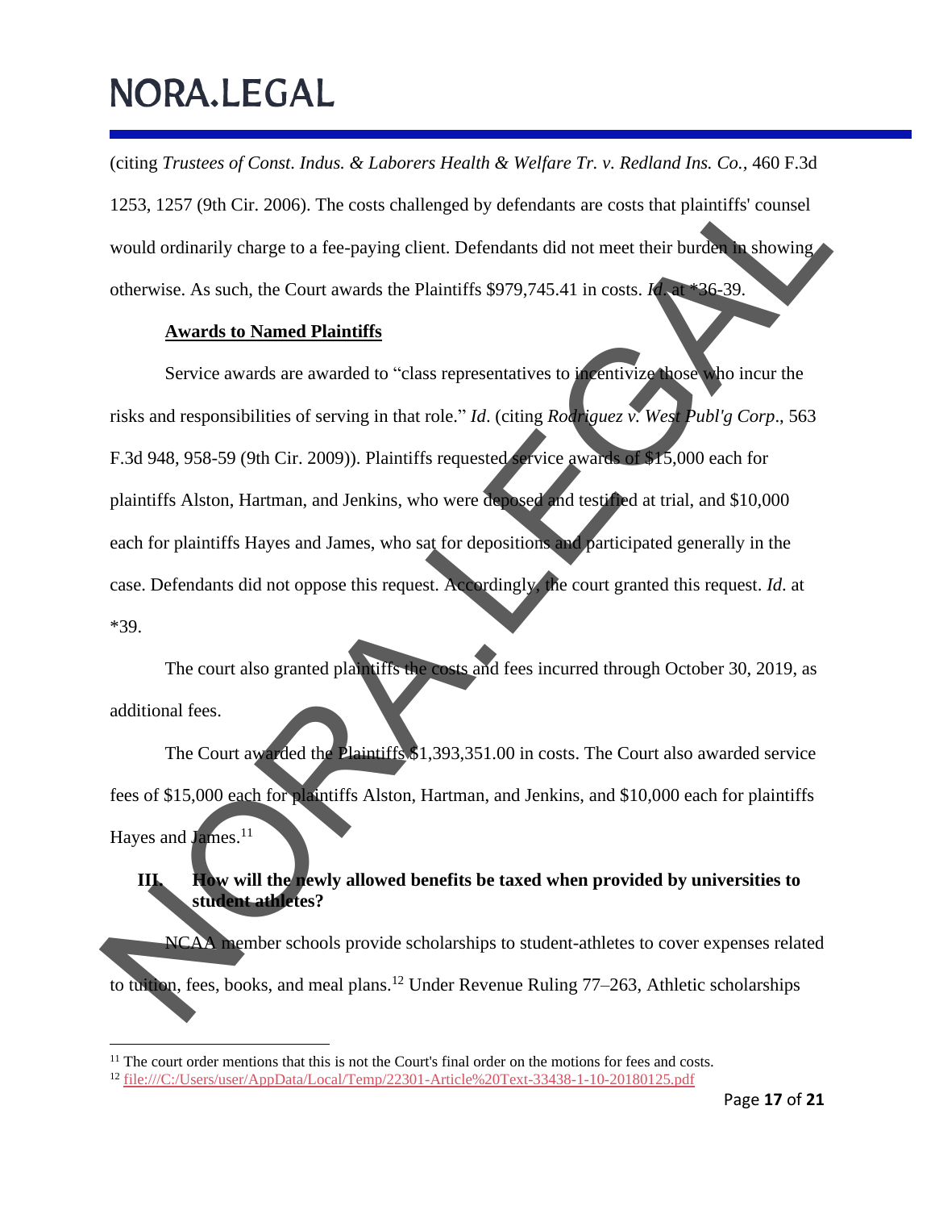(citing *Trustees of Const. Indus. & Laborers Health & Welfare Tr. v. Redland Ins. Co.*, 460 F.3d 1253, 1257 (9th Cir. 2006). The costs challenged by defendants are costs that plaintiffs' counsel would ordinarily charge to a fee-paying client. Defendants did not meet their burden in showing otherwise. As such, the Court awards the Plaintiffs $979,745.41 in costs. *Id*. at *36-39.

**Awards to Named Plaintiffs**

Service awards are awarded to "class representatives to incentivize those who incur the risks and responsibilities of serving in that role." *Id*. (citing *Rodriguez v. West Publ'g Corp*., 563 F.3d 948, 958-59 (9th Cir. 2009)). Plaintiffs requested service awards of $15,000 each for plaintiffs Alston, Hartman, and Jenkins, who were deposed and testified at trial, and $10,000 each for plaintiffs Hayes and James, who sat for depositions and participated generally in the case. Defendants did not oppose this request. Accordingly, the court granted this request. *Id*. at *39.

The court also granted plaintiffs the costs and fees incurred through October 30, 2019, as additional fees.

The Court awarded the Plaintiffs $1,393,351.00 in costs. The Court also awarded service fees of $15,000 each for plaintiffs Alston, Hartman, and Jenkins, and $10,000 each for plaintiffs Hayes and James.[11]

## III. How will the newly allowed benefits be taxed when provided by universities to student athletes?

NCAA member schools provide scholarships to student-athletes to cover expenses related to tuition, fees, books, and meal plans.[12] Under Revenue Ruling 77–263, Athletic scholarships

---

[11] The court order mentions that this is not the Court's final order on the motions for fees and costs.

[12] file:///C:/Users/user/AppData/Local/Temp/22301-Article%20Text-33438-1-10-20180125.pdf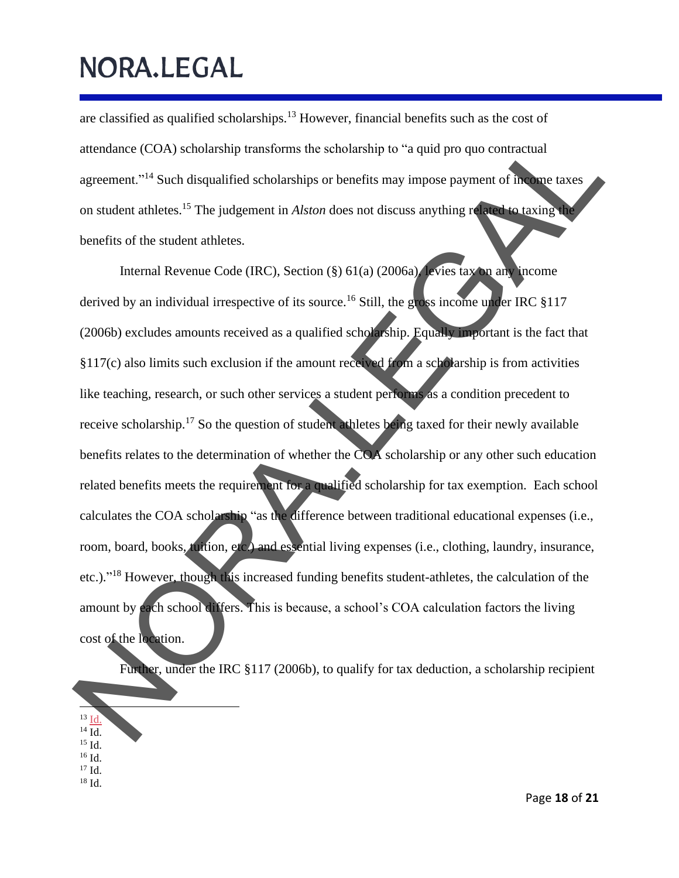are classified as qualified scholarships.[13] However, financial benefits such as the cost of attendance (COA) scholarship transforms the scholarship to "a quid pro quo contractual agreement."[14] Such disqualified scholarships or benefits may impose payment of income taxes on student athletes.[15] The judgement in *Alston* does not discuss anything related to taxing the benefits of the student athletes.

Internal Revenue Code (IRC), Section (§) 61(a) (2006a), levies tax on any income derived by an individual irrespective of its source.[16] Still, the gross income under IRC §117 (2006b) excludes amounts received as a qualified scholarship. Equally important is the fact that §117(c) also limits such exclusion if the amount received from a scholarship is from activities like teaching, research, or such other services a student performs as a condition precedent to receive scholarship.[17] So the question of student athletes being taxed for their newly available benefits relates to the determination of whether the COA scholarship or any other such education related benefits meets the requirement for a qualified scholarship for tax exemption. Each school calculates the COA scholarship "as the difference between traditional educational expenses (i.e., room, board, books, tuition, etc.) and essential living expenses (i.e., clothing, laundry, insurance, etc.)."[18] However, though this increased funding benefits student-athletes, the calculation of the amount by each school differs. This is because, a school's COA calculation factors the living cost of the location.

Further, under the IRC §117 (2006b), to qualify for tax deduction, a scholarship recipient

---

[13] Id.
[14] Id.
[15] Id.
[16] Id.
[17] Id.
[18] Id.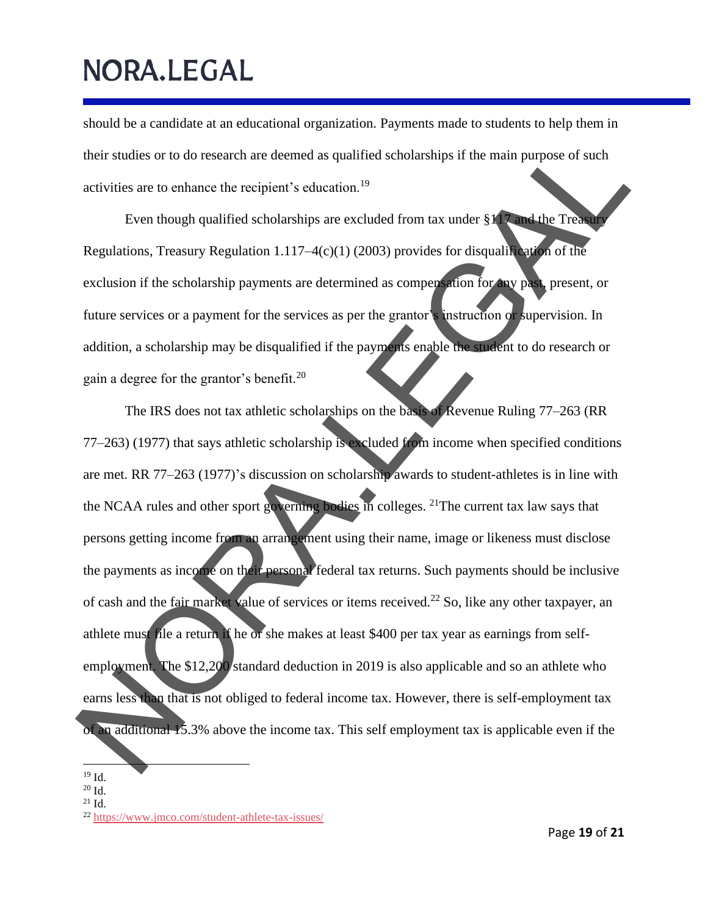should be a candidate at an educational organization. Payments made to students to help them in their studies or to do research are deemed as qualified scholarships if the main purpose of such activities are to enhance the recipient's education.[19]

Even though qualified scholarships are excluded from tax under §117 and the Treasury Regulations, Treasury Regulation 1.117–4(c)(1) (2003) provides for disqualification of the exclusion if the scholarship payments are determined as compensation for any past, present, or future services or a payment for the services as per the grantor's instruction or supervision. In addition, a scholarship may be disqualified if the payments enable the student to do research or gain a degree for the grantor's benefit.[20]

The IRS does not tax athletic scholarships on the basis of Revenue Ruling 77–263 (RR 77–263) (1977) that says athletic scholarship is excluded from income when specified conditions are met. RR 77–263 (1977)'s discussion on scholarship awards to student-athletes is in line with the NCAA rules and other sport governing bodies in colleges. [21]The current tax law says that persons getting income from an arrangement using their name, image or likeness must disclose the payments as income on their personal federal tax returns. Such payments should be inclusive of cash and the fair market value of services or items received.[22] So, like any other taxpayer, an athlete must file a return if he or she makes at least $400 per tax year as earnings from self-employment. The $12,200 standard deduction in 2019 is also applicable and so an athlete who earns less than that is not obliged to federal income tax. However, there is self-employment tax of an additional 15.3% above the income tax. This self employment tax is applicable even if the

---

[19] Id.
[20] Id.
[21] Id.
[22] https://www.jmco.com/student-athlete-tax-issues/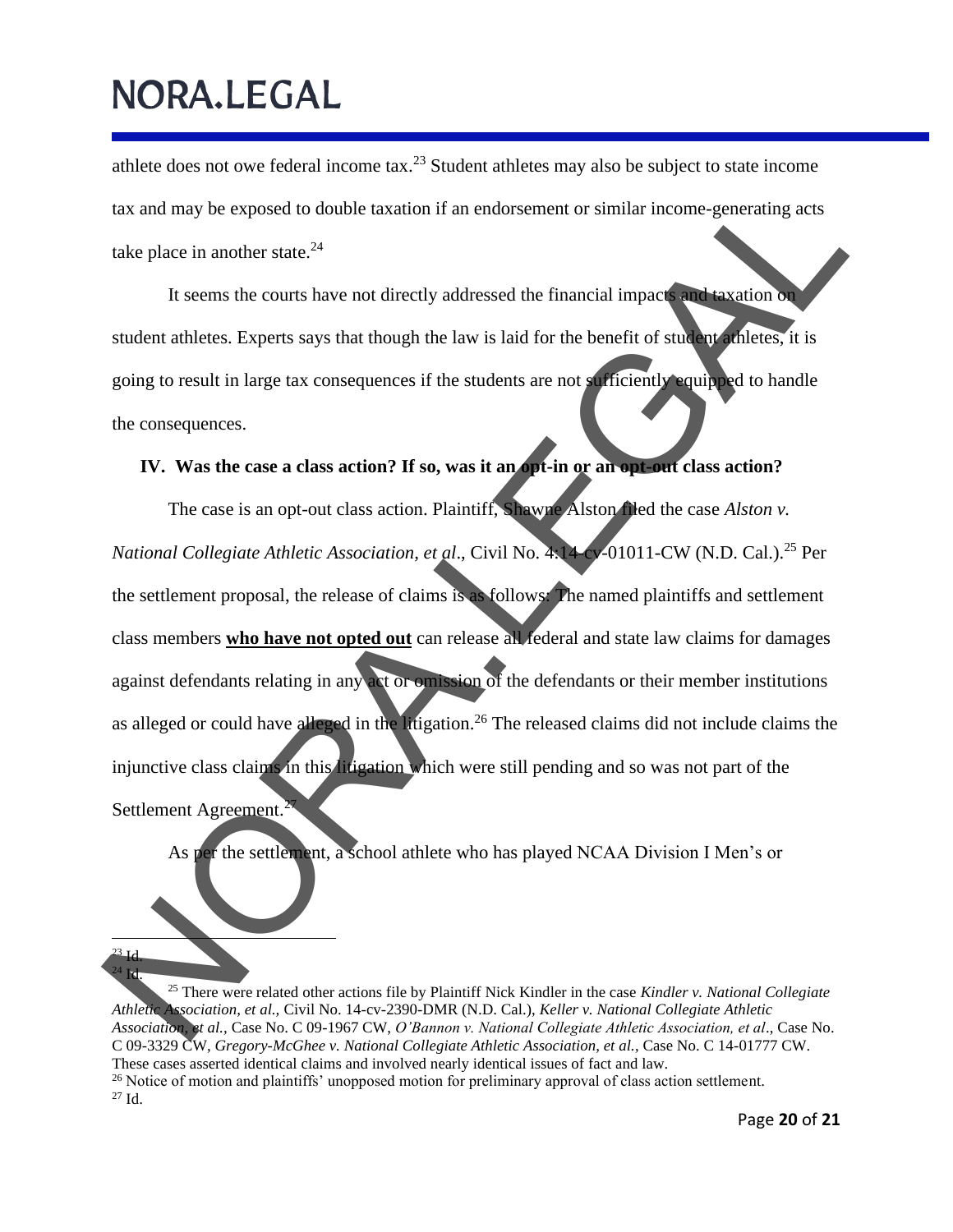athlete does not owe federal income tax.[23] Student athletes may also be subject to state income tax and may be exposed to double taxation if an endorsement or similar income-generating acts take place in another state.[24]

It seems the courts have not directly addressed the financial impacts and taxation on student athletes. Experts says that though the law is laid for the benefit of student athletes, it is going to result in large tax consequences if the students are not sufficiently equipped to handle the consequences.

## IV. Was the case a class action? If so, was it an opt-in or an opt-out class action?

The case is an opt-out class action. Plaintiff, Shawne Alston filed the case *Alston v. National Collegiate Athletic Association, et al*., Civil No. 4:14-cv-01011-CW (N.D. Cal.).[25] Per the settlement proposal, the release of claims is as follows: The named plaintiffs and settlement class members **who have not opted out** can release all federal and state law claims for damages against defendants relating in any act or omission of the defendants or their member institutions as alleged or could have alleged in the litigation.[26] The released claims did not include claims the injunctive class claims in this litigation which were still pending and so was not part of the Settlement Agreement.[27]

As per the settlement, a school athlete who has played NCAA Division I Men's or

---

[23] Id.

[24] Id.

[25] There were related other actions file by Plaintiff Nick Kindler in the case *Kindler v. National Collegiate Athletic Association, et al.,* Civil No. 14-cv-2390-DMR (N.D. Cal.), *Keller v. National Collegiate Athletic Association, et al.*, Case No. C 09-1967 CW, *O'Bannon v. National Collegiate Athletic Association, et al*., Case No. C 09-3329 CW, *Gregory-McGhee v. National Collegiate Athletic Association, et al.*, Case No. C 14-01777 CW. These cases asserted identical claims and involved nearly identical issues of fact and law.

[26] Notice of motion and plaintiffs' unopposed motion for preliminary approval of class action settlement.

[27] Id.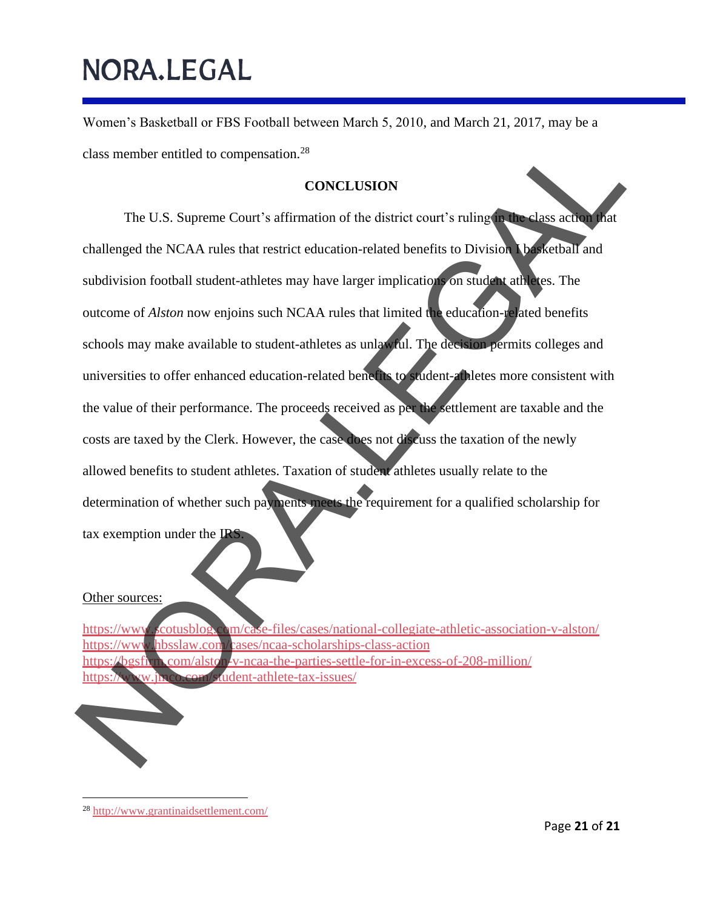Women's Basketball or FBS Football between March 5, 2010, and March 21, 2017, may be a class member entitled to compensation.[28]

## CONCLUSION

The U.S. Supreme Court's affirmation of the district court's ruling in the class action that challenged the NCAA rules that restrict education-related benefits to Division I basketball and subdivision football student-athletes may have larger implications on student athletes. The outcome of *Alston* now enjoins such NCAA rules that limited the education-related benefits schools may make available to student-athletes as unlawful. The decision permits colleges and universities to offer enhanced education-related benefits to student-athletes more consistent with the value of their performance. The proceeds received as per the settlement are taxable and the costs are taxed by the Clerk. However, the case does not discuss the taxation of the newly allowed benefits to student athletes. Taxation of student athletes usually relate to the determination of whether such payments meets the requirement for a qualified scholarship for tax exemption under the IRS.

Other sources:

https://www.scotusblog.com/case-files/cases/national-collegiate-athletic-association-v-alston/
https://www.hbsslaw.com/cases/ncaa-scholarships-class-action
https://bgsfirm.com/alston-v-ncaa-the-parties-settle-for-in-excess-of-208-million/
https://www.jmco.com/student-athlete-tax-issues/

---

[28] http://www.grantinaidsettlement.com/